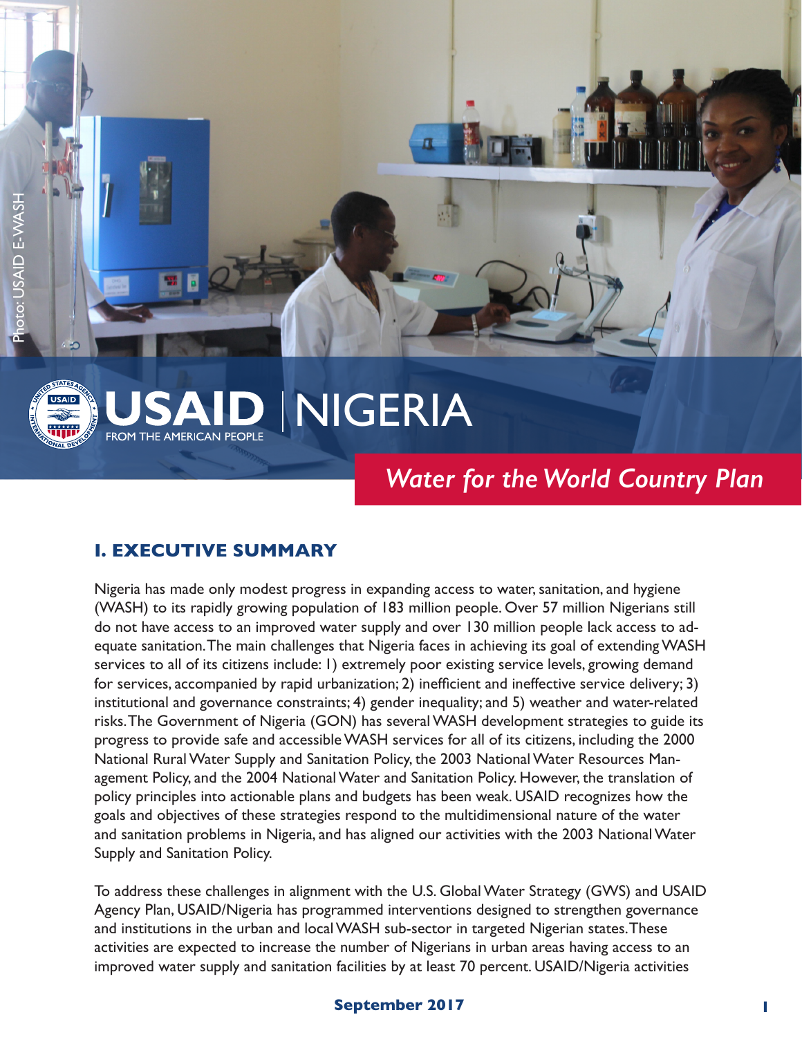Photo: USAID E-WASH

USAID | NIGERIA

FROM THE AMERICAN PEOPLE

*Water for the World Country Plan*

## I. EXECUTIVE SUMMARY

Nigeria has made only modest progress in expanding access to water, sanitation, and hygiene (WASH) to its rapidly growing population of 183 million people. Over 57 million Nigerians still do not have access to an improved water supply and over 130 million people lack access to adequate sanitation. The main challenges that Nigeria faces in achieving its goal of extending WASH services to all of its citizens include: 1) extremely poor existing service levels, growing demand for services, accompanied by rapid urbanization; 2) inefficient and ineffective service delivery; 3) institutional and governance constraints; 4) gender inequality; and 5) weather and water-related risks. The Government of Nigeria (GON) has several WASH development strategies to guide its progress to provide safe and accessible WASH services for all of its citizens, including the 2000 National Rural Water Supply and Sanitation Policy, the 2003 National Water Resources Management Policy, and the 2004 National Water and Sanitation Policy. However, the translation of policy principles into actionable plans and budgets has been weak. USAID recognizes how the goals and objectives of these strategies respond to the multidimensional nature of the water and sanitation problems in Nigeria, and has aligned our activities with the 2003 National Water Supply and Sanitation Policy.

To address these challenges in alignment with the U.S. Global Water Strategy (GWS) and USAID Agency Plan, USAID/Nigeria has programmed interventions designed to strengthen governance and institutions in the urban and local WASH sub-sector in targeted Nigerian states. These activities are expected to increase the number of Nigerians in urban areas having access to an improved water supply and sanitation facilities by at least 70 percent. USAID/Nigeria activities

**September 2017**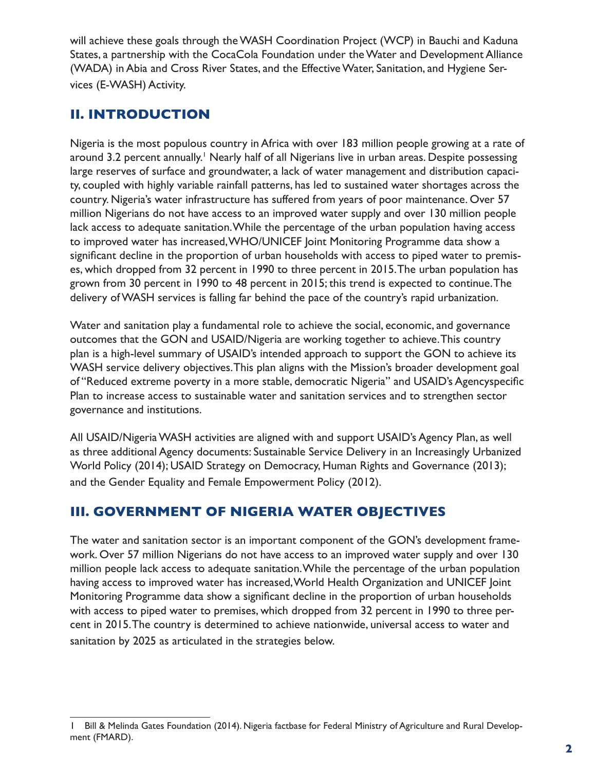will achieve these goals through the WASH Coordination Project (WCP) in Bauchi and Kaduna States, a partnership with the CocaCola Foundation under the Water and Development Alliance (WADA) in Abia and Cross River States, and the Effective Water, Sanitation, and Hygiene Services (E-WASH) Activity.

## II. INTRODUCTION

Nigeria is the most populous country in Africa with over 183 million people growing at a rate of around 3.2 percent annually.[1] Nearly half of all Nigerians live in urban areas. Despite possessing large reserves of surface and groundwater, a lack of water management and distribution capacity, coupled with highly variable rainfall patterns, has led to sustained water shortages across the country. Nigeria's water infrastructure has suffered from years of poor maintenance. Over 57 million Nigerians do not have access to an improved water supply and over 130 million people lack access to adequate sanitation. While the percentage of the urban population having access to improved water has increased, WHO/UNICEF Joint Monitoring Programme data show a significant decline in the proportion of urban households with access to piped water to premises, which dropped from 32 percent in 1990 to three percent in 2015. The urban population has grown from 30 percent in 1990 to 48 percent in 2015; this trend is expected to continue. The delivery of WASH services is falling far behind the pace of the country's rapid urbanization.

Water and sanitation play a fundamental role to achieve the social, economic, and governance outcomes that the GON and USAID/Nigeria are working together to achieve. This country plan is a high-level summary of USAID's intended approach to support the GON to achieve its WASH service delivery objectives. This plan aligns with the Mission's broader development goal of "Reduced extreme poverty in a more stable, democratic Nigeria" and USAID's Agencyspecific Plan to increase access to sustainable water and sanitation services and to strengthen sector governance and institutions.

All USAID/Nigeria WASH activities are aligned with and support USAID's Agency Plan, as well as three additional Agency documents: Sustainable Service Delivery in an Increasingly Urbanized World Policy (2014); USAID Strategy on Democracy, Human Rights and Governance (2013); and the Gender Equality and Female Empowerment Policy (2012).

## III. GOVERNMENT OF NIGERIA WATER OBJECTIVES

The water and sanitation sector is an important component of the GON's development framework. Over 57 million Nigerians do not have access to an improved water supply and over 130 million people lack access to adequate sanitation. While the percentage of the urban population having access to improved water has increased, World Health Organization and UNICEF Joint Monitoring Programme data show a significant decline in the proportion of urban households with access to piped water to premises, which dropped from 32 percent in 1990 to three percent in 2015. The country is determined to achieve nationwide, universal access to water and sanitation by 2025 as articulated in the strategies below.

---

[1] Bill & Melinda Gates Foundation (2014). Nigeria factbase for Federal Ministry of Agriculture and Rural Development (FMARD).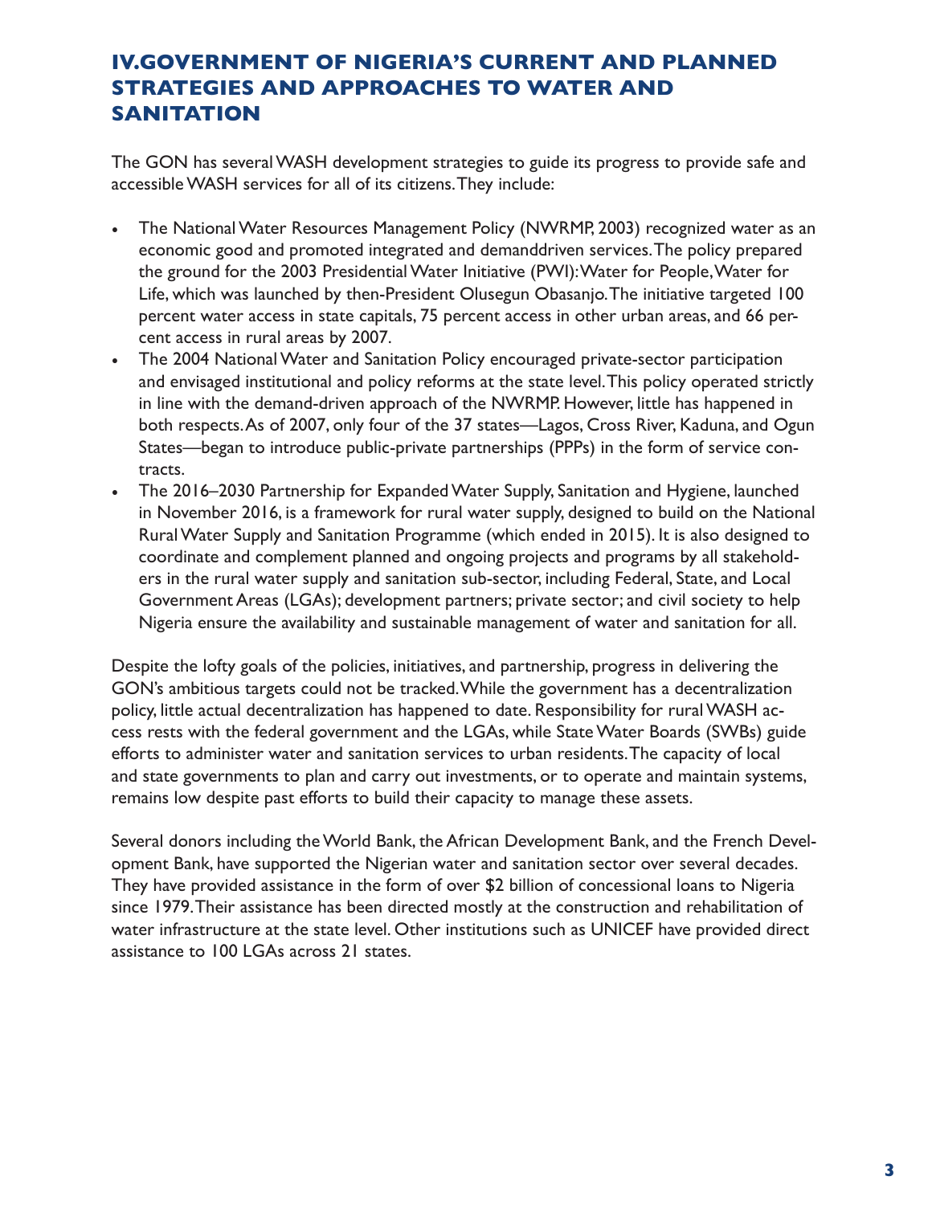## IV.GOVERNMENT OF NIGERIA'S CURRENT AND PLANNED STRATEGIES AND APPROACHES TO WATER AND SANITATION

The GON has several WASH development strategies to guide its progress to provide safe and accessible WASH services for all of its citizens. They include:

- The National Water Resources Management Policy (NWRMP, 2003) recognized water as an economic good and promoted integrated and demanddriven services. The policy prepared the ground for the 2003 Presidential Water Initiative (PWI): Water for People, Water for Life, which was launched by then-President Olusegun Obasanjo. The initiative targeted 100 percent water access in state capitals, 75 percent access in other urban areas, and 66 percent access in rural areas by 2007.
- The 2004 National Water and Sanitation Policy encouraged private-sector participation and envisaged institutional and policy reforms at the state level. This policy operated strictly in line with the demand-driven approach of the NWRMP. However, little has happened in both respects. As of 2007, only four of the 37 states—Lagos, Cross River, Kaduna, and Ogun States—began to introduce public-private partnerships (PPPs) in the form of service contracts.
- The 2016–2030 Partnership for Expanded Water Supply, Sanitation and Hygiene, launched in November 2016, is a framework for rural water supply, designed to build on the National Rural Water Supply and Sanitation Programme (which ended in 2015). It is also designed to coordinate and complement planned and ongoing projects and programs by all stakeholders in the rural water supply and sanitation sub-sector, including Federal, State, and Local Government Areas (LGAs); development partners; private sector; and civil society to help Nigeria ensure the availability and sustainable management of water and sanitation for all.

Despite the lofty goals of the policies, initiatives, and partnership, progress in delivering the GON's ambitious targets could not be tracked. While the government has a decentralization policy, little actual decentralization has happened to date. Responsibility for rural WASH access rests with the federal government and the LGAs, while State Water Boards (SWBs) guide efforts to administer water and sanitation services to urban residents. The capacity of local and state governments to plan and carry out investments, or to operate and maintain systems, remains low despite past efforts to build their capacity to manage these assets.

Several donors including the World Bank, the African Development Bank, and the French Development Bank, have supported the Nigerian water and sanitation sector over several decades. They have provided assistance in the form of over $2 billion of concessional loans to Nigeria since 1979. Their assistance has been directed mostly at the construction and rehabilitation of water infrastructure at the state level. Other institutions such as UNICEF have provided direct assistance to 100 LGAs across 21 states.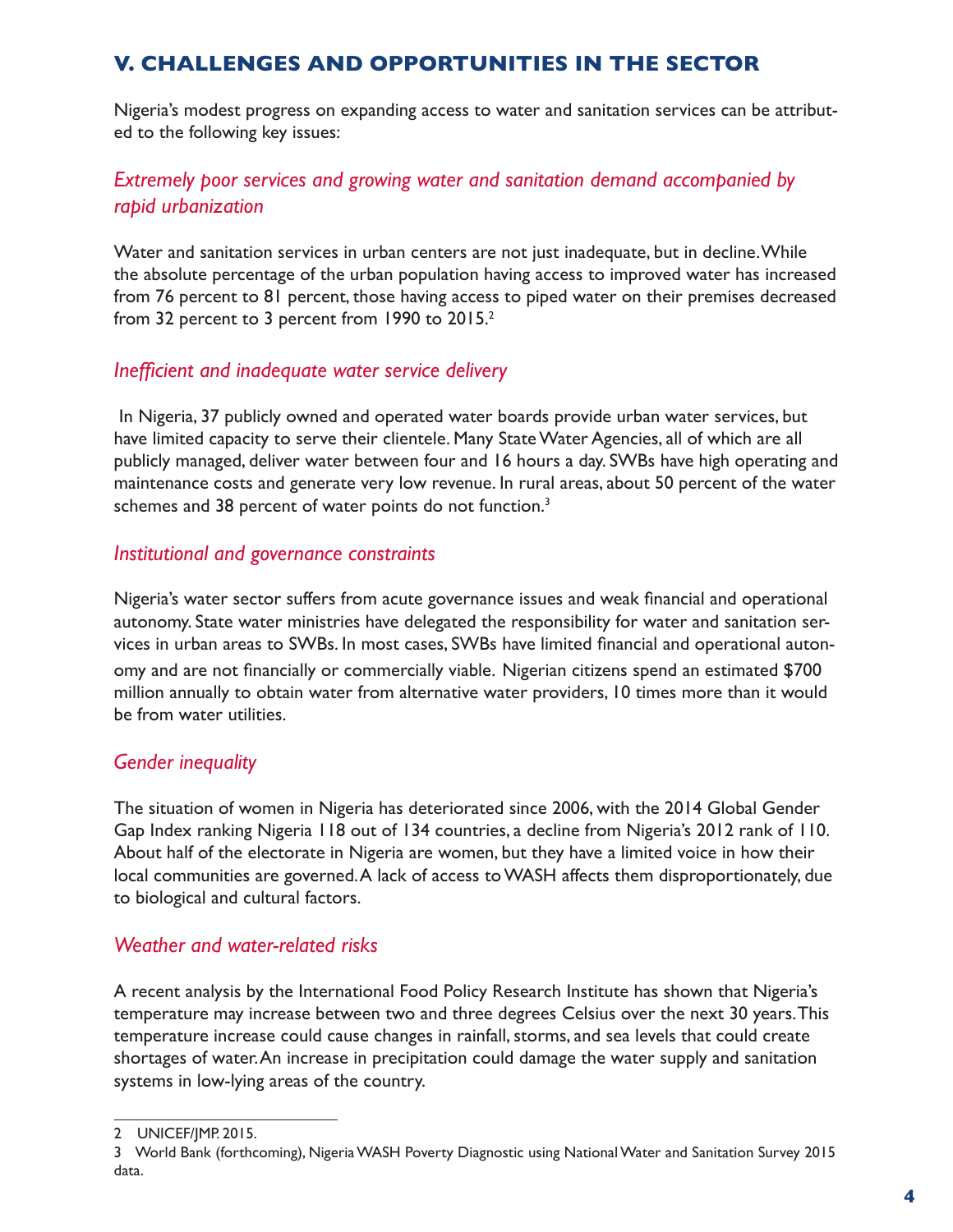## V. CHALLENGES AND OPPORTUNITIES IN THE SECTOR

Nigeria's modest progress on expanding access to water and sanitation services can be attributed to the following key issues:

### *Extremely poor services and growing water and sanitation demand accompanied by rapid urbanization*

Water and sanitation services in urban centers are not just inadequate, but in decline. While the absolute percentage of the urban population having access to improved water has increased from 76 percent to 81 percent, those having access to piped water on their premises decreased from 32 percent to 3 percent from 1990 to 2015.[2]

### *Inefficient and inadequate water service delivery*

In Nigeria, 37 publicly owned and operated water boards provide urban water services, but have limited capacity to serve their clientele. Many State Water Agencies, all of which are all publicly managed, deliver water between four and 16 hours a day. SWBs have high operating and maintenance costs and generate very low revenue. In rural areas, about 50 percent of the water schemes and 38 percent of water points do not function.[3]

### *Institutional and governance constraints*

Nigeria's water sector suffers from acute governance issues and weak financial and operational autonomy. State water ministries have delegated the responsibility for water and sanitation services in urban areas to SWBs. In most cases, SWBs have limited financial and operational autonomy and are not financially or commercially viable. Nigerian citizens spend an estimated $700 million annually to obtain water from alternative water providers, 10 times more than it would be from water utilities.

### *Gender inequality*

The situation of women in Nigeria has deteriorated since 2006, with the 2014 Global Gender Gap Index ranking Nigeria 118 out of 134 countries, a decline from Nigeria's 2012 rank of 110. About half of the electorate in Nigeria are women, but they have a limited voice in how their local communities are governed. A lack of access to WASH affects them disproportionately, due to biological and cultural factors.

### *Weather and water-related risks*

A recent analysis by the International Food Policy Research Institute has shown that Nigeria's temperature may increase between two and three degrees Celsius over the next 30 years. This temperature increase could cause changes in rainfall, storms, and sea levels that could create shortages of water. An increase in precipitation could damage the water supply and sanitation systems in low-lying areas of the country.

---

2 UNICEF/JMP. 2015.

3 World Bank (forthcoming), Nigeria WASH Poverty Diagnostic using National Water and Sanitation Survey 2015 data.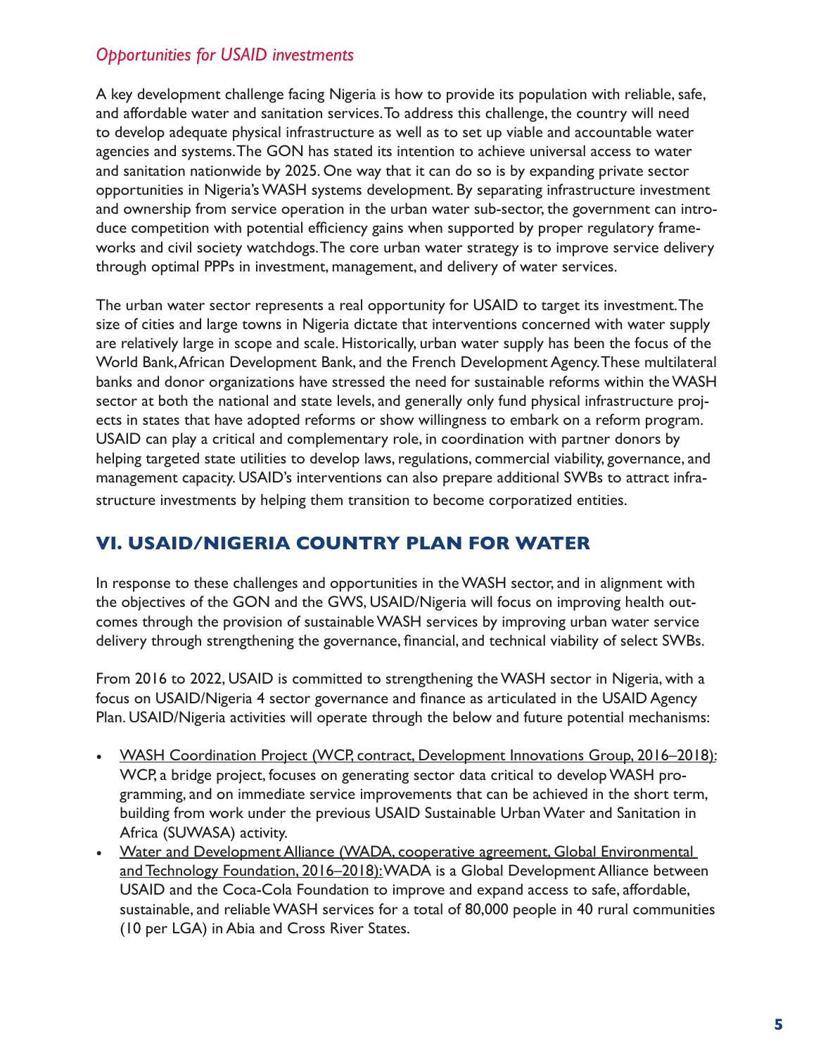*Opportunities for USAID investments*

A key development challenge facing Nigeria is how to provide its population with reliable, safe, and affordable water and sanitation services. To address this challenge, the country will need to develop adequate physical infrastructure as well as to set up viable and accountable water agencies and systems. The GON has stated its intention to achieve universal access to water and sanitation nationwide by 2025. One way that it can do so is by expanding private sector opportunities in Nigeria's WASH systems development. By separating infrastructure investment and ownership from service operation in the urban water sub-sector, the government can introduce competition with potential efficiency gains when supported by proper regulatory frameworks and civil society watchdogs. The core urban water strategy is to improve service delivery through optimal PPPs in investment, management, and delivery of water services.

The urban water sector represents a real opportunity for USAID to target its investment. The size of cities and large towns in Nigeria dictate that interventions concerned with water supply are relatively large in scope and scale. Historically, urban water supply has been the focus of the World Bank, African Development Bank, and the French Development Agency. These multilateral banks and donor organizations have stressed the need for sustainable reforms within the WASH sector at both the national and state levels, and generally only fund physical infrastructure projects in states that have adopted reforms or show willingness to embark on a reform program. USAID can play a critical and complementary role, in coordination with partner donors by helping targeted state utilities to develop laws, regulations, commercial viability, governance, and management capacity. USAID's interventions can also prepare additional SWBs to attract infrastructure investments by helping them transition to become corporatized entities.

## VI. USAID/NIGERIA COUNTRY PLAN FOR WATER

In response to these challenges and opportunities in the WASH sector, and in alignment with the objectives of the GON and the GWS, USAID/Nigeria will focus on improving health outcomes through the provision of sustainable WASH services by improving urban water service delivery through strengthening the governance, financial, and technical viability of select SWBs.

From 2016 to 2022, USAID is committed to strengthening the WASH sector in Nigeria, with a focus on USAID/Nigeria 4 sector governance and finance as articulated in the USAID Agency Plan. USAID/Nigeria activities will operate through the below and future potential mechanisms:

- WASH Coordination Project (WCP, contract, Development Innovations Group, 2016–2018): WCP, a bridge project, focuses on generating sector data critical to develop WASH programming, and on immediate service improvements that can be achieved in the short term, building from work under the previous USAID Sustainable Urban Water and Sanitation in Africa (SUWASA) activity.
- Water and Development Alliance (WADA, cooperative agreement, Global Environmental and Technology Foundation, 2016–2018): WADA is a Global Development Alliance between USAID and the Coca-Cola Foundation to improve and expand access to safe, affordable, sustainable, and reliable WASH services for a total of 80,000 people in 40 rural communities (10 per LGA) in Abia and Cross River States.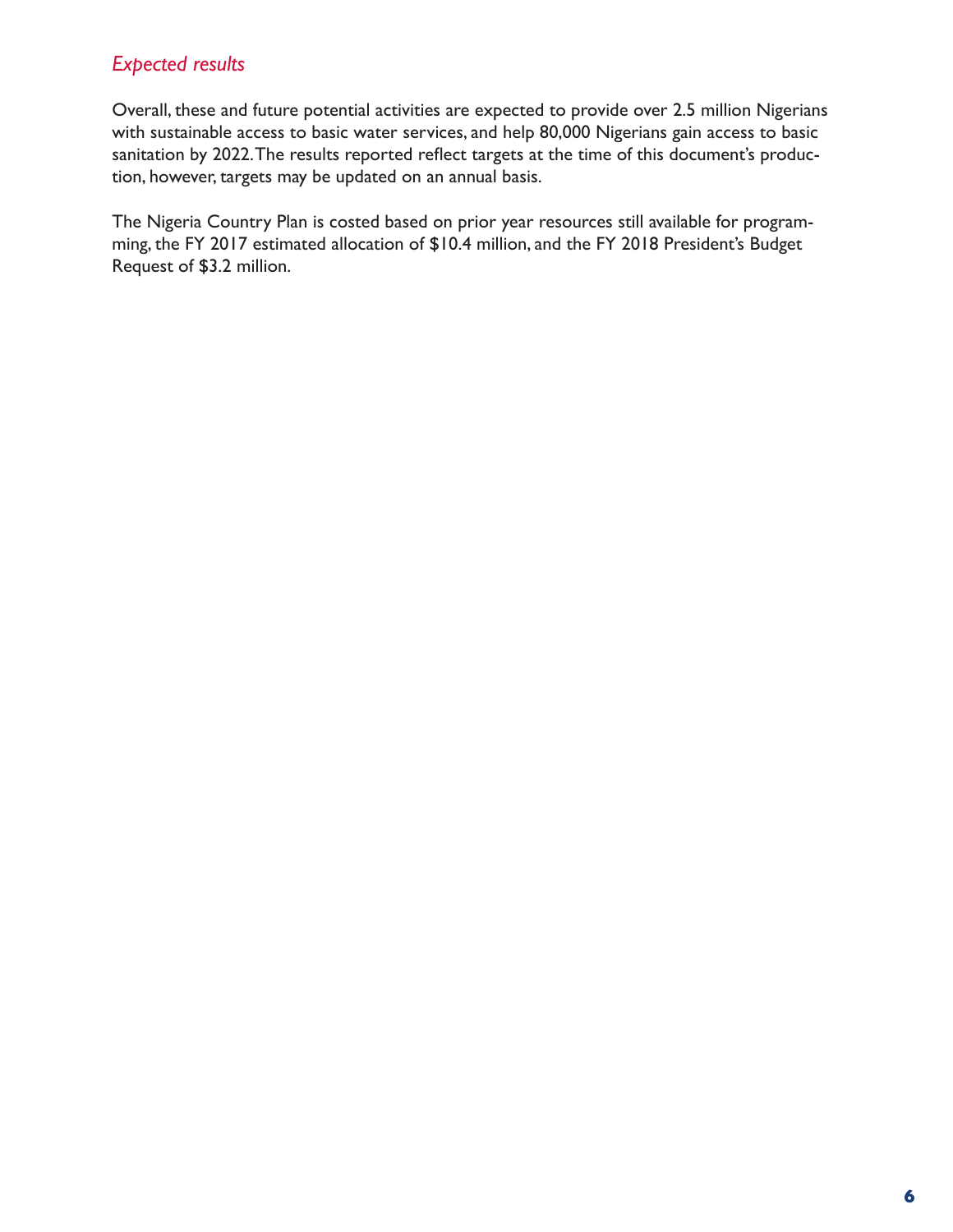### *Expected results*

Overall, these and future potential activities are expected to provide over 2.5 million Nigerians with sustainable access to basic water services, and help 80,000 Nigerians gain access to basic sanitation by 2022. The results reported reflect targets at the time of this document's production, however, targets may be updated on an annual basis.

The Nigeria Country Plan is costed based on prior year resources still available for programming, the FY 2017 estimated allocation of $10.4 million, and the FY 2018 President's Budget Request of $3.2 million.